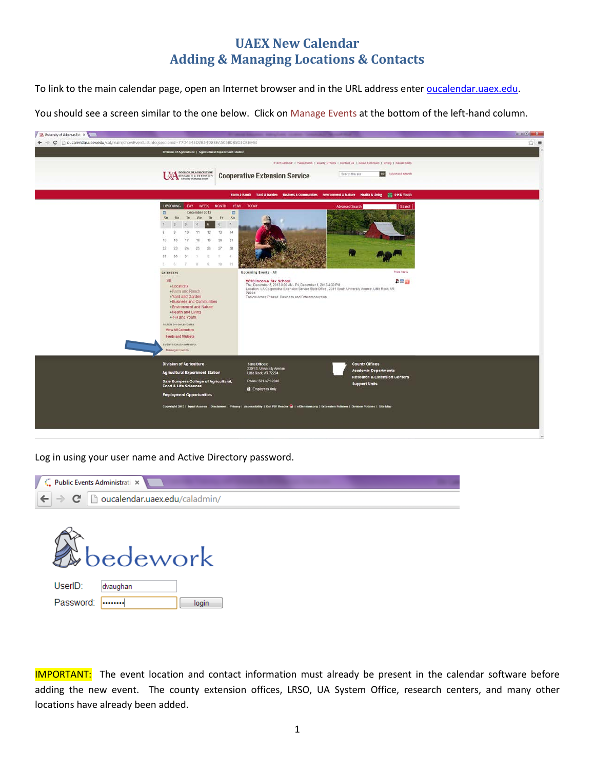# UAEX New Calendar
# Adding & Managing Locations & Contacts

To link to the main calendar page, open an Internet browser and in the URL address enter oucalendar.uaex.edu.

You should see a screen similar to the one below. Click on Manage Events at the bottom of the left-hand column.

Log in using your user name and Active Directory password.

**IMPORTANT:** The event location and contact information must already be present in the calendar software before adding the new event. The county extension offices, LRSO, UA System Office, research centers, and many other locations have already been added.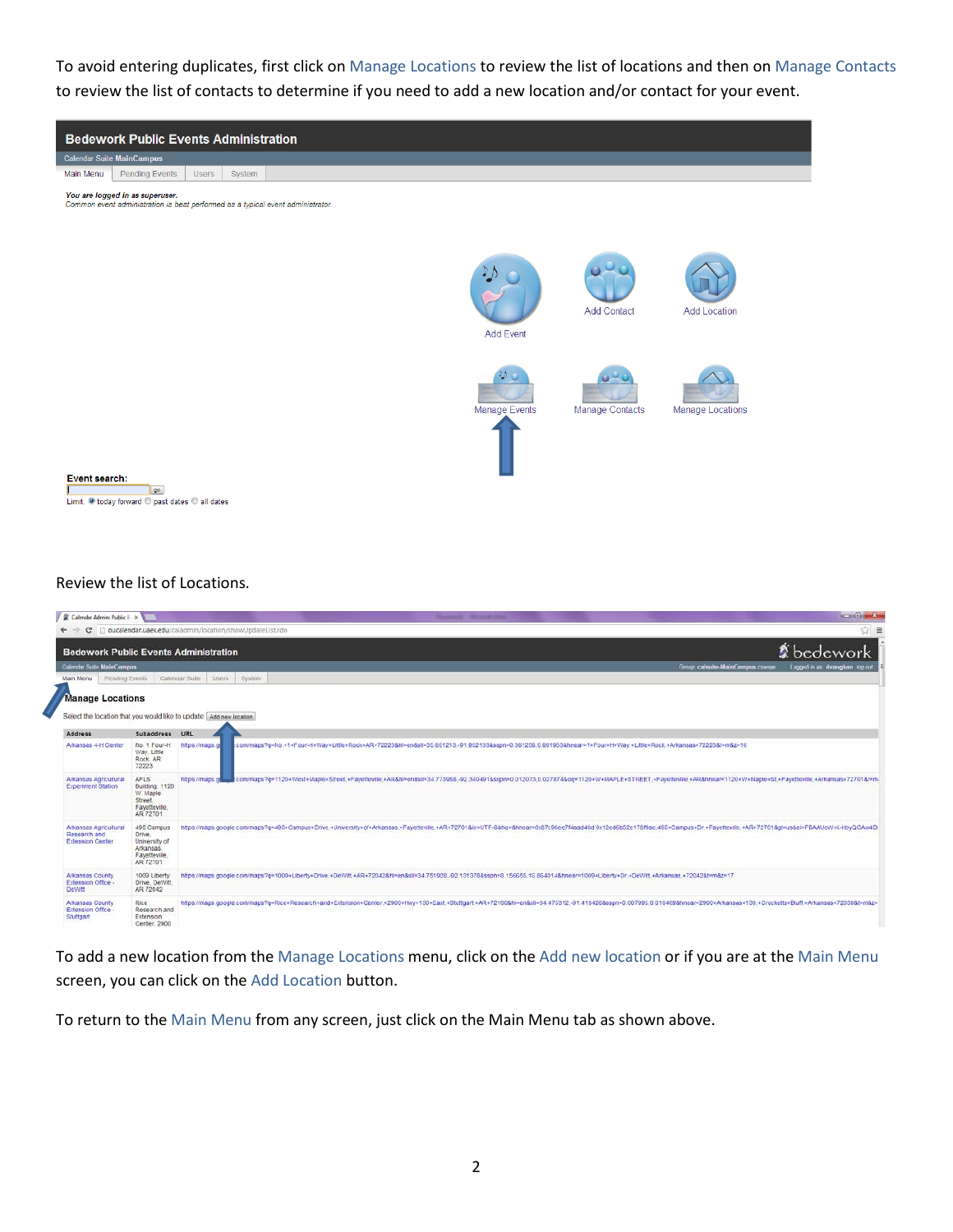To avoid entering duplicates, first click on Manage Locations to review the list of locations and then on Manage Contacts to review the list of contacts to determine if you need to add a new location and/or contact for your event.

Review the list of Locations.

To add a new location from the Manage Locations menu, click on the Add new location or if you are at the Main Menu screen, you can click on the Add Location button.

To return to the Main Menu from any screen, just click on the Main Menu tab as shown above.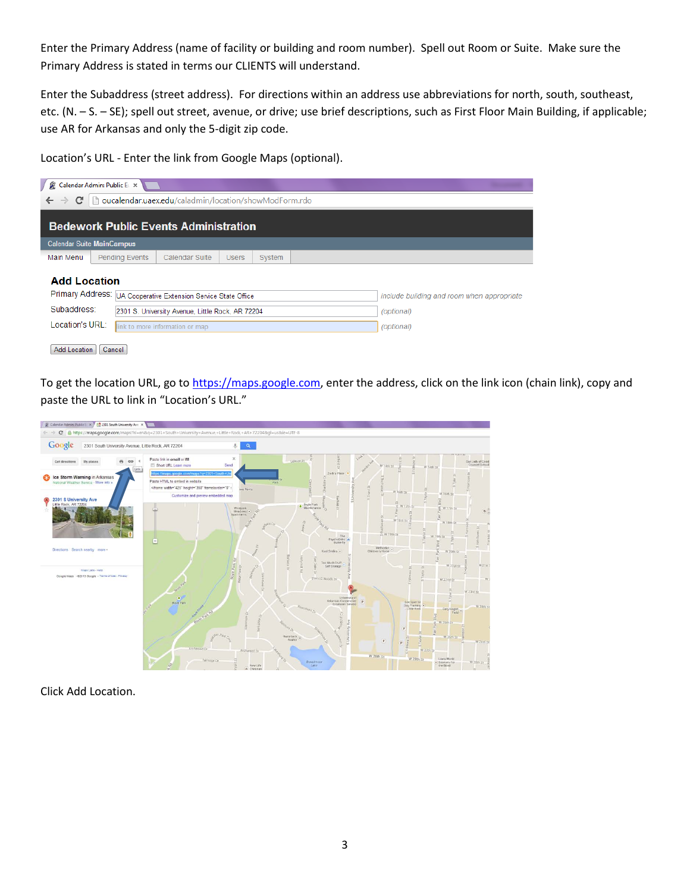Enter the Primary Address (name of facility or building and room number). Spell out Room or Suite. Make sure the Primary Address is stated in terms our CLIENTS will understand.

Enter the Subaddress (street address). For directions within an address use abbreviations for north, south, southeast, etc. (N. – S. – SE); spell out street, avenue, or drive; use brief descriptions, such as First Floor Main Building, if applicable; use AR for Arkansas and only the 5-digit zip code.

Location's URL - Enter the link from Google Maps (optional).

To get the location URL, go to https://maps.google.com, enter the address, click on the link icon (chain link), copy and paste the URL to link in "Location's URL."

Click Add Location.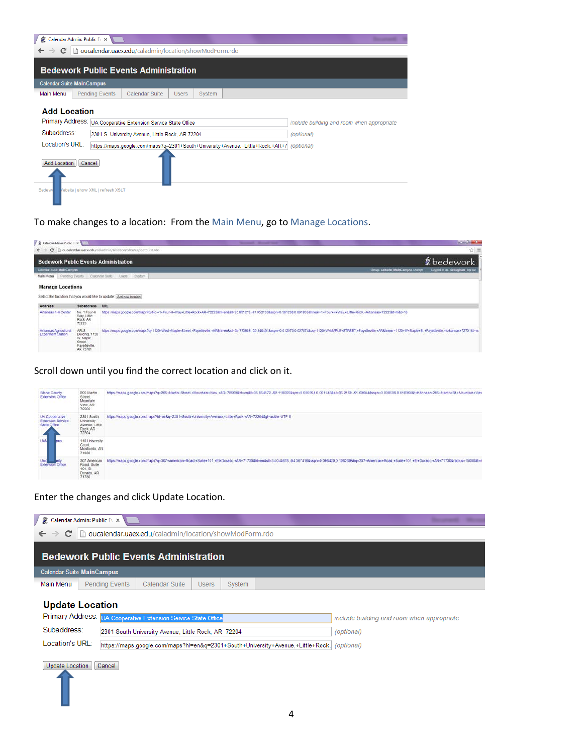Calendar Admin: Public E

oucalendar.uaex.edu/caladmin/location/showModForm.rdo

**Bedework Public Events Administration**

Calendar Suite MainCampus

Main Menu | Pending Events | Calendar Suite | Users | System

**Add Location**

Primary Address: UA Cooperative Extension Service State Office — include building and room when appropriate

Subaddress: 2301 S. University Avenue, Little Rock, AR 72204 — (optional)

Location's URL: https://maps.google.com/maps?q=2301+South+University+Avenue,+Little+Rock,+AR+7 — (optional)

Add Location | Cancel

To make changes to a location: From the Main Menu, go to Manage Locations.

Scroll down until you find the correct location and click on it.

Enter the changes and click Update Location.

Calendar Admin: Public E

oucalendar.uaex.edu/caladmin/location/showModForm.rdo

**Bedework Public Events Administration**

Calendar Suite MainCampus

Main Menu | Pending Events | Calendar Suite | Users | System

**Update Location**

Primary Address: UA Cooperative Extension Service State Office — include building and room when appropriate

Subaddress: 2301 South University Avenue, Little Rock, AR 72204 — (optional)

Location's URL: https://maps.google.com/maps?hl=en&q=2301+South+University+Avenue,+Little+Rock, — (optional)

Update Location | Cancel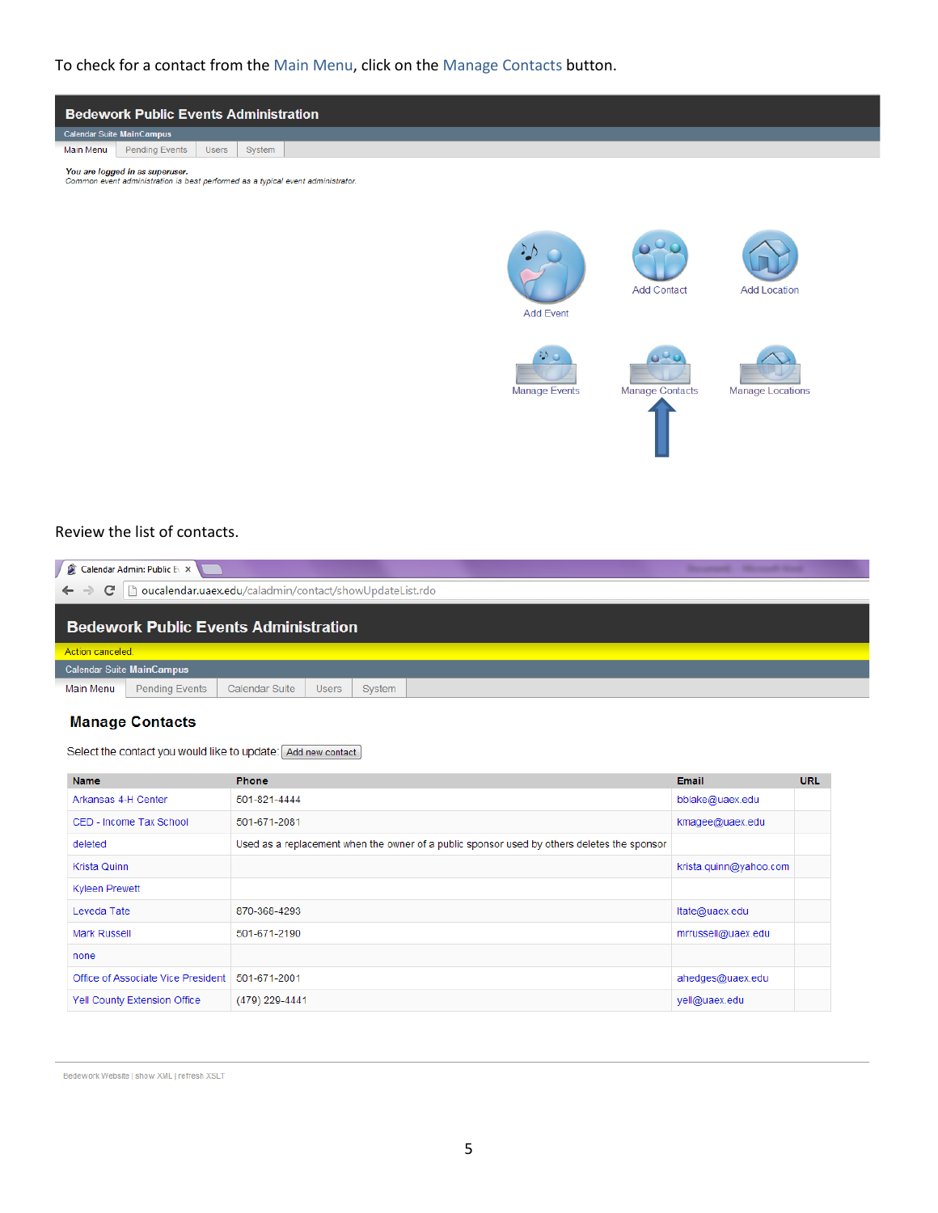To check for a contact from the Main Menu, click on the Manage Contacts button.

**Bedework Public Events Administration**

Calendar Suite MainCampus

Main Menu | Pending Events | Users | System

*You are logged in as superuser.*
*Common event administration is best performed as a typical event administrator.*

Add Event | Add Contact | Add Location

Manage Events | Manage Contacts | Manage Locations

Review the list of contacts.

Calendar Admin: Public E

oucalendar.uaex.edu/caladmin/contact/showUpdateList.rdo

**Bedework Public Events Administration**

Action canceled.

Calendar Suite MainCampus

Main Menu | Pending Events | Calendar Suite | Users | System

## Manage Contacts

Select the contact you would like to update: Add new contact

| Name | Phone | Email | URL |
|---|---|---|---|
| Arkansas 4-H Center | 501-821-4444 | bblake@uaex.edu | |
| CED - Income Tax School | 501-671-2081 | kmagee@uaex.edu | |
| deleted | Used as a replacement when the owner of a public sponsor used by others deletes the sponsor | | |
| Krista Quinn | | krista.quinn@yahoo.com | |
| Kyleen Prewett | | | |
| Leveda Tate | 870-368-4293 | ltate@uaex.edu | |
| Mark Russell | 501-671-2190 | mrrussell@uaex.edu | |
| none | | | |
| Office of Associate Vice President | 501-671-2001 | ahedges@uaex.edu | |
| Yell County Extension Office | (479) 229-4441 | yell@uaex.edu | |

Bedework Website | show XML | refresh XSLT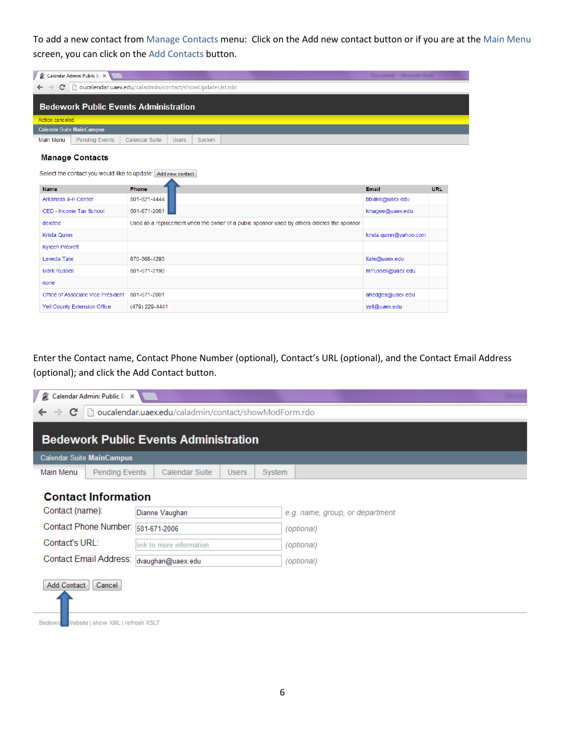To add a new contact from Manage Contacts menu: Click on the Add new contact button or if you are at the Main Menu screen, you can click on the Add Contacts button.

Calendar Admin: Public E

oucalendar.uaex.edu/caladmin/contact/showUpdateList.rdo

**Bedework Public Events Administration**

Action canceled.

Calendar Suite **MainCampus**

Main Menu | Pending Events | Calendar Suite | Users | System

### Manage Contacts

Select the contact you would like to update: Add new contact

| Name | Phone | Email | URL |
|---|---|---|---|
| Arkansas 4-H Center | 501-821-4444 | bblake@uaex.edu | |
| CED - Income Tax School | 501-671-2081 | kmagee@uaex.edu | |
| deleted | Used as a replacement when the owner of a public sponsor used by others deletes the sponsor | | |
| Krista Quinn | | krista.quinn@yahoo.com | |
| Kyleen Prewett | | | |
| Leveda Tate | 870-368-4293 | ltate@uaex.edu | |
| Mark Russell | 501-671-2190 | mrussell@uaex.edu | |
| none | | | |
| Office of Associate Vice President | 501-671-2001 | ahedges@uaex.edu | |
| Yell County Extension Office | (479) 229-4441 | yell@uaex.edu | |

Enter the Contact name, Contact Phone Number (optional), Contact's URL (optional), and the Contact Email Address (optional); and click the Add Contact button.

Calendar Admin: Public E

oucalendar.uaex.edu/caladmin/contact/showModForm.rdo

**Bedework Public Events Administration**

Calendar Suite **MainCampus**

Main Menu | Pending Events | Calendar Suite | Users | System

### Contact Information

Contact (name): Dianne Vaughan — *e.g. name, group, or department*

Contact Phone Number: 501-671-2006 — *(optional)*

Contact's URL: link to more information — *(optional)*

Contact Email Address: dvaughan@uaex.edu — *(optional)*

Add Contact | Cancel

Bedework Website | show XML | refresh XSLT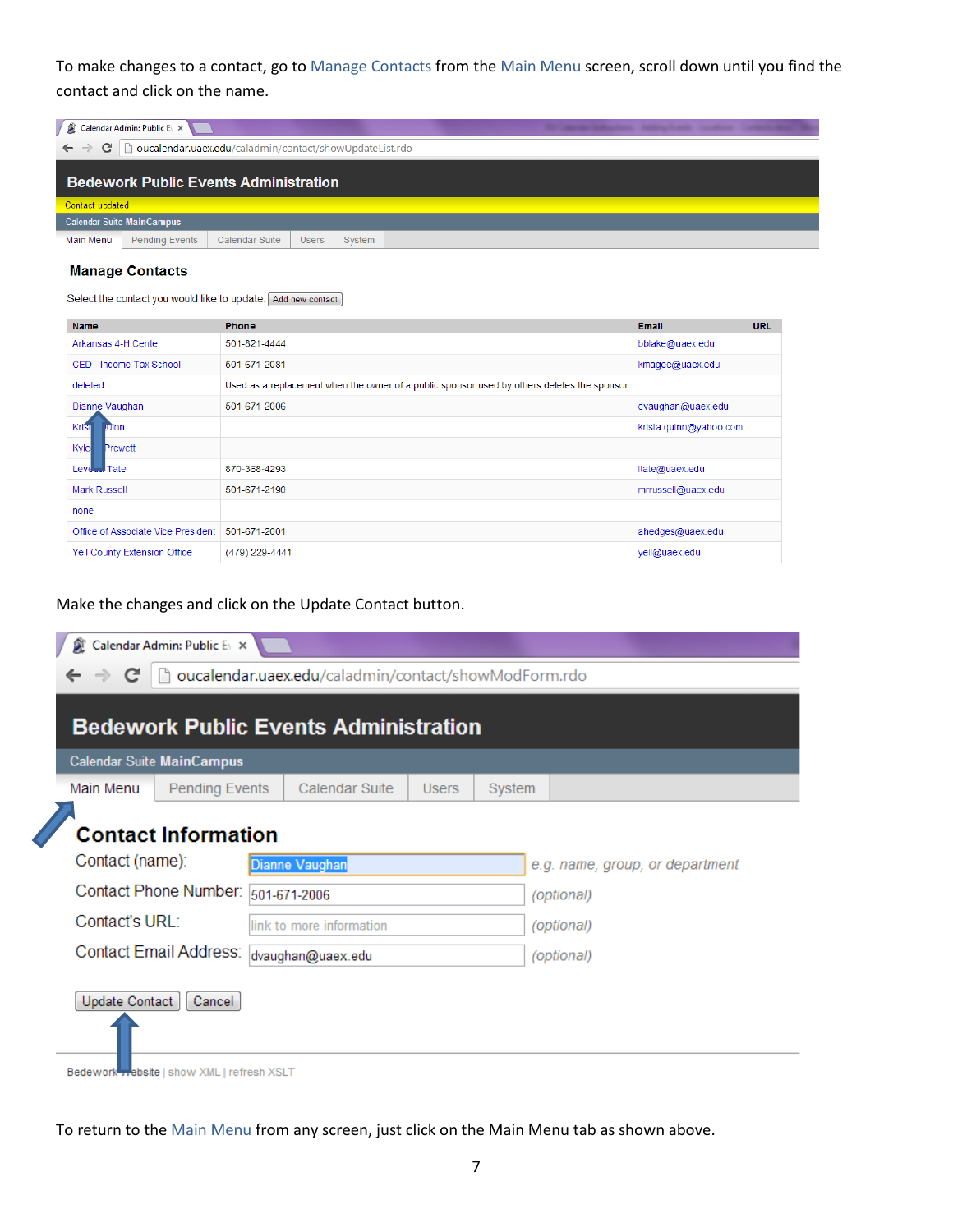To make changes to a contact, go to Manage Contacts from the Main Menu screen, scroll down until you find the contact and click on the name.

Calendar Admin: Public E

oucalendar.uaex.edu/caladmin/contact/showUpdateList.rdo

Bedework Public Events Administration

Contact updated

Calendar Suite MainCampus

Main Menu | Pending Events | Calendar Suite | Users | System

**Manage Contacts**

Select the contact you would like to update: Add new contact

| Name | Phone | Email | URL |
|---|---|---|---|
| Arkansas 4-H Center | 501-821-4444 | bblake@uaex.edu | |
| CED - Income Tax School | 501-671-2081 | kmagee@uaex.edu | |
| deleted | Used as a replacement when the owner of a public sponsor used by others deletes the sponsor | | |
| Dianne Vaughan | 501-671-2006 | dvaughan@uaex.edu | |
| Krista Quinn | | krista.quinn@yahoo.com | |
| Kyle Prewett | | | |
| Leveda Tate | 870-358-4293 | ltate@uaex.edu | |
| Mark Russell | 501-671-2190 | mrussell@uaex.edu | |
| none | | | |
| Office of Associate Vice President | 501-671-2001 | ahedges@uaex.edu | |
| Yell County Extension Office | (479) 229-4441 | yell@uaex.edu | |

Make the changes and click on the Update Contact button.

Calendar Admin: Public E

oucalendar.uaex.edu/caladmin/contact/showModForm.rdo

Bedework Public Events Administration

Calendar Suite MainCampus

Main Menu | Pending Events | Calendar Suite | Users | System

**Contact Information**

Contact (name): Dianne Vaughan — e.g. name, group, or department

Contact Phone Number: 501-671-2006 — (optional)

Contact's URL: link to more information — (optional)

Contact Email Address: dvaughan@uaex.edu — (optional)

Update Contact | Cancel

Bedework Website | show XML | refresh XSLT

To return to the Main Menu from any screen, just click on the Main Menu tab as shown above.